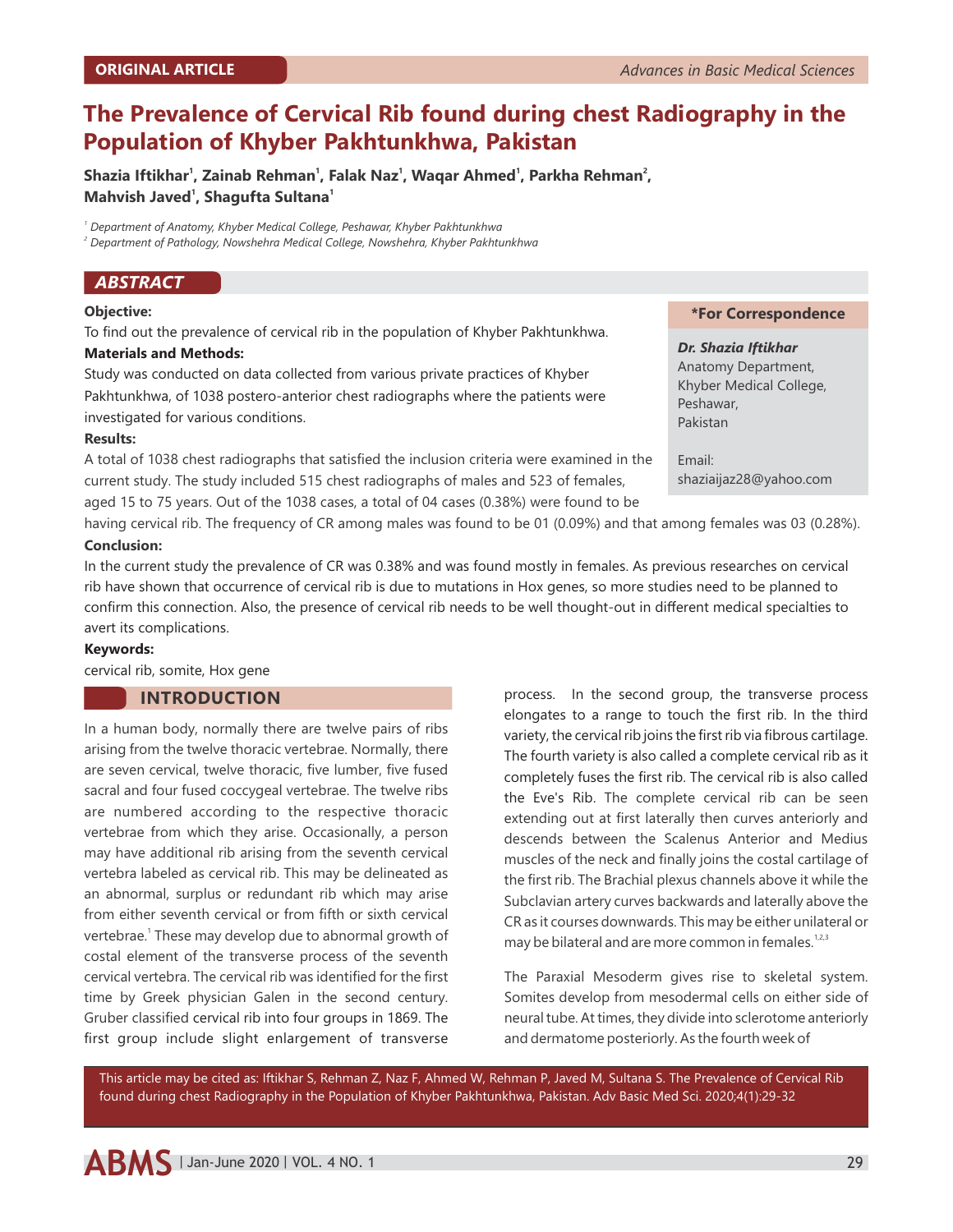ORIGINAL ARTICLE

# The Prevalence of Cervical Rib found during chest Radiography in the Population of Khyber Pakhtunkhwa, Pakistan

**Shazia Iftikhar[1], Zainab Rehman[1], Falak Naz[1], Waqar Ahmed[1], Parkha Rehman[2], Mahvish Javed[1], Shagufta Sultana[1]**

*[1] Department of Anatomy, Khyber Medical College, Peshawar, Khyber Pakhtunkhwa*
*[2] Department of Pathology, Nowshehra Medical College, Nowshehra, Khyber Pakhtunkhwa*

## ABSTRACT

**Objective:**
To find out the prevalence of cervical rib in the population of Khyber Pakhtunkhwa.

**Materials and Methods:**
Study was conducted on data collected from various private practices of Khyber Pakhtunkhwa, of 1038 postero-anterior chest radiographs where the patients were investigated for various conditions.

**Results:**
A total of 1038 chest radiographs that satisfied the inclusion criteria were examined in the current study. The study included 515 chest radiographs of males and 523 of females, aged 15 to 75 years. Out of the 1038 cases, a total of 04 cases (0.38%) were found to be having cervical rib. The frequency of CR among males was found to be 01 (0.09%) and that among females was 03 (0.28%).

**Conclusion:**
In the current study the prevalence of CR was 0.38% and was found mostly in females. As previous researches on cervical rib have shown that occurrence of cervical rib is due to mutations in Hox genes, so more studies need to be planned to confirm this connection. Also, the presence of cervical rib needs to be well thought-out in different medical specialties to avert its complications.

**Keywords:**
cervical rib, somite, Hox gene

**\*For Correspondence**

***Dr. Shazia Iftikhar***
Anatomy Department,
Khyber Medical College,
Peshawar,
Pakistan

Email:
shaziaijaz28@yahoo.com

## INTRODUCTION

In a human body, normally there are twelve pairs of ribs arising from the twelve thoracic vertebrae. Normally, there are seven cervical, twelve thoracic, five lumber, five fused sacral and four fused coccygeal vertebrae. The twelve ribs are numbered according to the respective thoracic vertebrae from which they arise. Occasionally, a person may have additional rib arising from the seventh cervical vertebra labeled as cervical rib. This may be delineated as an abnormal, surplus or redundant rib which may arise from either seventh cervical or from fifth or sixth cervical vertebrae.[1] These may develop due to abnormal growth of costal element of the transverse process of the seventh cervical vertebra. The cervical rib was identified for the first time by Greek physician Galen in the second century. Gruber classified cervical rib into four groups in 1869. The first group include slight enlargement of transverse process. In the second group, the transverse process elongates to a range to touch the first rib. In the third variety, the cervical rib joins the first rib via fibrous cartilage. The fourth variety is also called a complete cervical rib as it completely fuses the first rib. The cervical rib is also called the Eve's Rib. The complete cervical rib can be seen extending out at first laterally then curves anteriorly and descends between the Scalenus Anterior and Medius muscles of the neck and finally joins the costal cartilage of the first rib. The Brachial plexus channels above it while the Subclavian artery curves backwards and laterally above the CR as it courses downwards. This may be either unilateral or may be bilateral and are more common in females.[1,2,3]

The Paraxial Mesoderm gives rise to skeletal system. Somites develop from mesodermal cells on either side of neural tube. At times, they divide into sclerotome anteriorly and dermatome posteriorly. As the fourth week of

This article may be cited as: Iftikhar S, Rehman Z, Naz F, Ahmed W, Rehman P, Javed M, Sultana S. The Prevalence of Cervical Rib found during chest Radiography in the Population of Khyber Pakhtunkhwa, Pakistan. Adv Basic Med Sci. 2020;4(1):29-32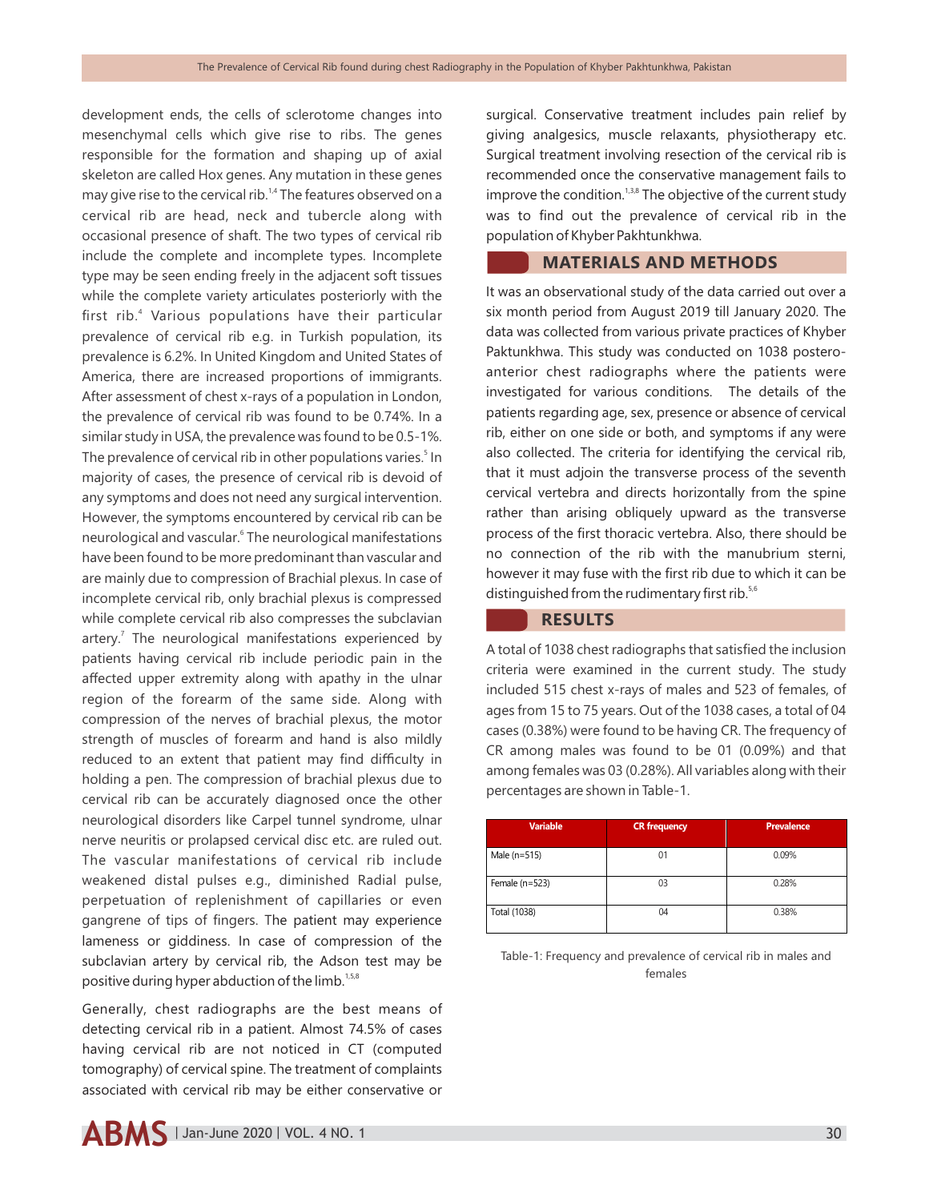development ends, the cells of sclerotome changes into mesenchymal cells which give rise to ribs. The genes responsible for the formation and shaping up of axial skeleton are called Hox genes. Any mutation in these genes may give rise to the cervical rib.[1,4] The features observed on a cervical rib are head, neck and tubercle along with occasional presence of shaft. The two types of cervical rib include the complete and incomplete types. Incomplete type may be seen ending freely in the adjacent soft tissues while the complete variety articulates posteriorly with the first rib.[4] Various populations have their particular prevalence of cervical rib e.g. in Turkish population, its prevalence is 6.2%. In United Kingdom and United States of America, there are increased proportions of immigrants. After assessment of chest x-rays of a population in London, the prevalence of cervical rib was found to be 0.74%. In a similar study in USA, the prevalence was found to be 0.5-1%. The prevalence of cervical rib in other populations varies.[5] In majority of cases, the presence of cervical rib is devoid of any symptoms and does not need any surgical intervention. However, the symptoms encountered by cervical rib can be neurological and vascular.[6] The neurological manifestations have been found to be more predominant than vascular and are mainly due to compression of Brachial plexus. In case of incomplete cervical rib, only brachial plexus is compressed while complete cervical rib also compresses the subclavian artery.[7] The neurological manifestations experienced by patients having cervical rib include periodic pain in the affected upper extremity along with apathy in the ulnar region of the forearm of the same side. Along with compression of the nerves of brachial plexus, the motor strength of muscles of forearm and hand is also mildly reduced to an extent that patient may find difficulty in holding a pen. The compression of brachial plexus due to cervical rib can be accurately diagnosed once the other neurological disorders like Carpel tunnel syndrome, ulnar nerve neuritis or prolapsed cervical disc etc. are ruled out. The vascular manifestations of cervical rib include weakened distal pulses e.g., diminished Radial pulse, perpetuation of replenishment of capillaries or even gangrene of tips of fingers. The patient may experience lameness or giddiness. In case of compression of the subclavian artery by cervical rib, the Adson test may be positive during hyper abduction of the limb.[1,5,8]

Generally, chest radiographs are the best means of detecting cervical rib in a patient. Almost 74.5% of cases having cervical rib are not noticed in CT (computed tomography) of cervical spine. The treatment of complaints associated with cervical rib may be either conservative or surgical. Conservative treatment includes pain relief by giving analgesics, muscle relaxants, physiotherapy etc. Surgical treatment involving resection of the cervical rib is recommended once the conservative management fails to improve the condition.[1,3,8] The objective of the current study was to find out the prevalence of cervical rib in the population of Khyber Pakhtunkhwa.

## MATERIALS AND METHODS

It was an observational study of the data carried out over a six month period from August 2019 till January 2020. The data was collected from various private practices of Khyber Paktunkhwa. This study was conducted on 1038 postero-anterior chest radiographs where the patients were investigated for various conditions. The details of the patients regarding age, sex, presence or absence of cervical rib, either on one side or both, and symptoms if any were also collected. The criteria for identifying the cervical rib, that it must adjoin the transverse process of the seventh cervical vertebra and directs horizontally from the spine rather than arising obliquely upward as the transverse process of the first thoracic vertebra. Also, there should be no connection of the rib with the manubrium sterni, however it may fuse with the first rib due to which it can be distinguished from the rudimentary first rib.[5,6]

## RESULTS

A total of 1038 chest radiographs that satisfied the inclusion criteria were examined in the current study. The study included 515 chest x-rays of males and 523 of females, of ages from 15 to 75 years. Out of the 1038 cases, a total of 04 cases (0.38%) were found to be having CR. The frequency of CR among males was found to be 01 (0.09%) and that among females was 03 (0.28%). All variables along with their percentages are shown in Table-1.

| Variable | CR frequency | Prevalence |
|---|---|---|
| Male (n=515) | 01 | 0.09% |
| Female (n=523) | 03 | 0.28% |
| Total (1038) | 04 | 0.38% |

Table-1: Frequency and prevalence of cervical rib in males and females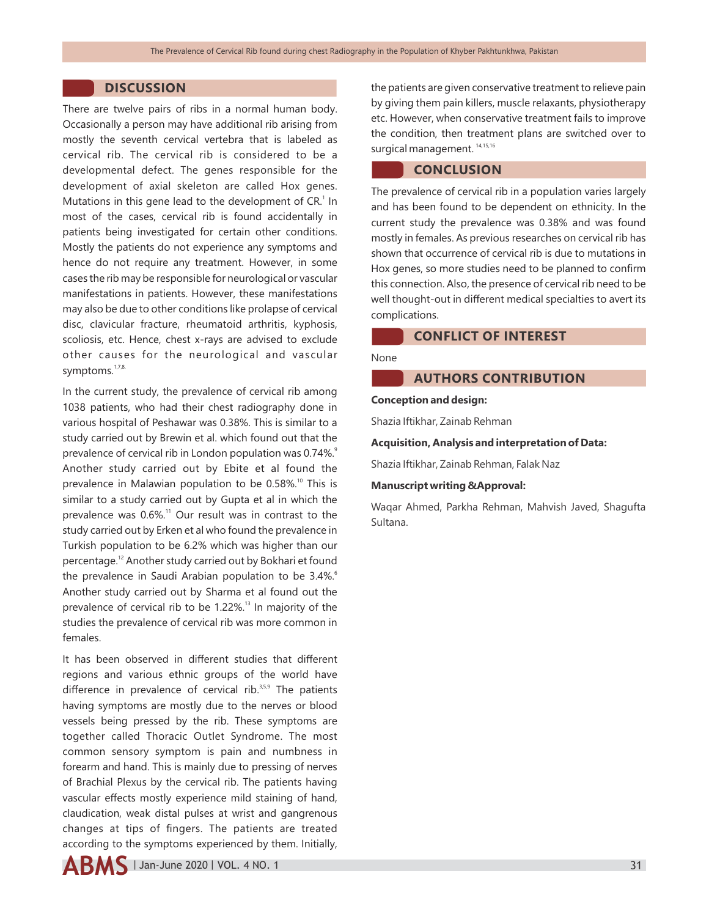## DISCUSSION

There are twelve pairs of ribs in a normal human body. Occasionally a person may have additional rib arising from mostly the seventh cervical vertebra that is labeled as cervical rib. The cervical rib is considered to be a developmental defect. The genes responsible for the development of axial skeleton are called Hox genes. Mutations in this gene lead to the development of CR.[1] In most of the cases, cervical rib is found accidentally in patients being investigated for certain other conditions. Mostly the patients do not experience any symptoms and hence do not require any treatment. However, in some cases the rib may be responsible for neurological or vascular manifestations in patients. However, these manifestations may also be due to other conditions like prolapse of cervical disc, clavicular fracture, rheumatoid arthritis, kyphosis, scoliosis, etc. Hence, chest x-rays are advised to exclude other causes for the neurological and vascular symptoms.[1,7,8]

In the current study, the prevalence of cervical rib among 1038 patients, who had their chest radiography done in various hospital of Peshawar was 0.38%. This is similar to a study carried out by Brewin et al. which found out that the prevalence of cervical rib in London population was 0.74%.[9] Another study carried out by Ebite et al found the prevalence in Malawian population to be 0.58%.[10] This is similar to a study carried out by Gupta et al in which the prevalence was 0.6%.[11] Our result was in contrast to the study carried out by Erken et al who found the prevalence in Turkish population to be 6.2% which was higher than our percentage.[12] Another study carried out by Bokhari et found the prevalence in Saudi Arabian population to be 3.4%.[6] Another study carried out by Sharma et al found out the prevalence of cervical rib to be 1.22%.[13] In majority of the studies the prevalence of cervical rib was more common in females.

It has been observed in different studies that different regions and various ethnic groups of the world have difference in prevalence of cervical rib.[3,5,9] The patients having symptoms are mostly due to the nerves or blood vessels being pressed by the rib. These symptoms are together called Thoracic Outlet Syndrome. The most common sensory symptom is pain and numbness in forearm and hand. This is mainly due to pressing of nerves of Brachial Plexus by the cervical rib. The patients having vascular effects mostly experience mild staining of hand, claudication, weak distal pulses at wrist and gangrenous changes at tips of fingers. The patients are treated according to the symptoms experienced by them. Initially, the patients are given conservative treatment to relieve pain by giving them pain killers, muscle relaxants, physiotherapy etc. However, when conservative treatment fails to improve the condition, then treatment plans are switched over to surgical management.[14,15,16]

## CONCLUSION

The prevalence of cervical rib in a population varies largely and has been found to be dependent on ethnicity. In the current study the prevalence was 0.38% and was found mostly in females. As previous researches on cervical rib has shown that occurrence of cervical rib is due to mutations in Hox genes, so more studies need to be planned to confirm this connection. Also, the presence of cervical rib need to be well thought-out in different medical specialties to avert its complications.

## CONFLICT OF INTEREST

None

## AUTHORS CONTRIBUTION

**Conception and design:**

Shazia Iftikhar, Zainab Rehman

**Acquisition, Analysis and interpretation of Data:**

Shazia Iftikhar, Zainab Rehman, Falak Naz

**Manuscript writing &Approval:**

Waqar Ahmed, Parkha Rehman, Mahvish Javed, Shagufta Sultana.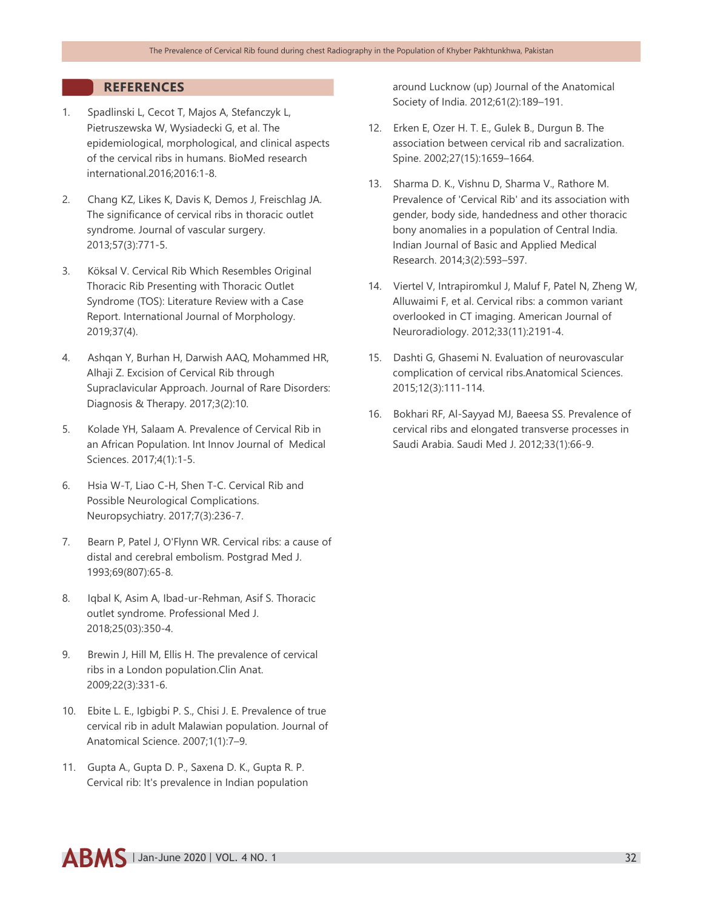## REFERENCES

1. Spadlinski L, Cecot T, Majos A, Stefanczyk L, Pietruszewska W, Wysiadecki G, et al. The epidemiological, morphological, and clinical aspects of the cervical ribs in humans. BioMed research international.2016;2016:1-8.

2. Chang KZ, Likes K, Davis K, Demos J, Freischlag JA. The significance of cervical ribs in thoracic outlet syndrome. Journal of vascular surgery. 2013;57(3):771-5.

3. Köksal V. Cervical Rib Which Resembles Original Thoracic Rib Presenting with Thoracic Outlet Syndrome (TOS): Literature Review with a Case Report. International Journal of Morphology. 2019;37(4).

4. Ashqan Y, Burhan H, Darwish AAQ, Mohammed HR, Alhaji Z. Excision of Cervical Rib through Supraclavicular Approach. Journal of Rare Disorders: Diagnosis & Therapy. 2017;3(2):10.

5. Kolade YH, Salaam A. Prevalence of Cervical Rib in an African Population. Int Innov Journal of Medical Sciences. 2017;4(1):1-5.

6. Hsia W-T, Liao C-H, Shen T-C. Cervical Rib and Possible Neurological Complications. Neuropsychiatry. 2017;7(3):236-7.

7. Bearn P, Patel J, O'Flynn WR. Cervical ribs: a cause of distal and cerebral embolism. Postgrad Med J. 1993;69(807):65-8.

8. Iqbal K, Asim A, Ibad-ur-Rehman, Asif S. Thoracic outlet syndrome. Professional Med J. 2018;25(03):350-4.

9. Brewin J, Hill M, Ellis H. The prevalence of cervical ribs in a London population.Clin Anat. 2009;22(3):331-6.

10. Ebite L. E., Igbigbi P. S., Chisi J. E. Prevalence of true cervical rib in adult Malawian population. Journal of Anatomical Science. 2007;1(1):7–9.

11. Gupta A., Gupta D. P., Saxena D. K., Gupta R. P. Cervical rib: It's prevalence in Indian population around Lucknow (up) Journal of the Anatomical Society of India. 2012;61(2):189–191.

12. Erken E, Ozer H. T. E., Gulek B., Durgun B. The association between cervical rib and sacralization. Spine. 2002;27(15):1659–1664.

13. Sharma D. K., Vishnu D, Sharma V., Rathore M. Prevalence of 'Cervical Rib' and its association with gender, body side, handedness and other thoracic bony anomalies in a population of Central India. Indian Journal of Basic and Applied Medical Research. 2014;3(2):593–597.

14. Viertel V, Intrapiromkul J, Maluf F, Patel N, Zheng W, Alluwaimi F, et al. Cervical ribs: a common variant overlooked in CT imaging. American Journal of Neuroradiology. 2012;33(11):2191-4.

15. Dashti G, Ghasemi N. Evaluation of neurovascular complication of cervical ribs.Anatomical Sciences. 2015;12(3):111-114.

16. Bokhari RF, Al-Sayyad MJ, Baeesa SS. Prevalence of cervical ribs and elongated transverse processes in Saudi Arabia. Saudi Med J. 2012;33(1):66-9.